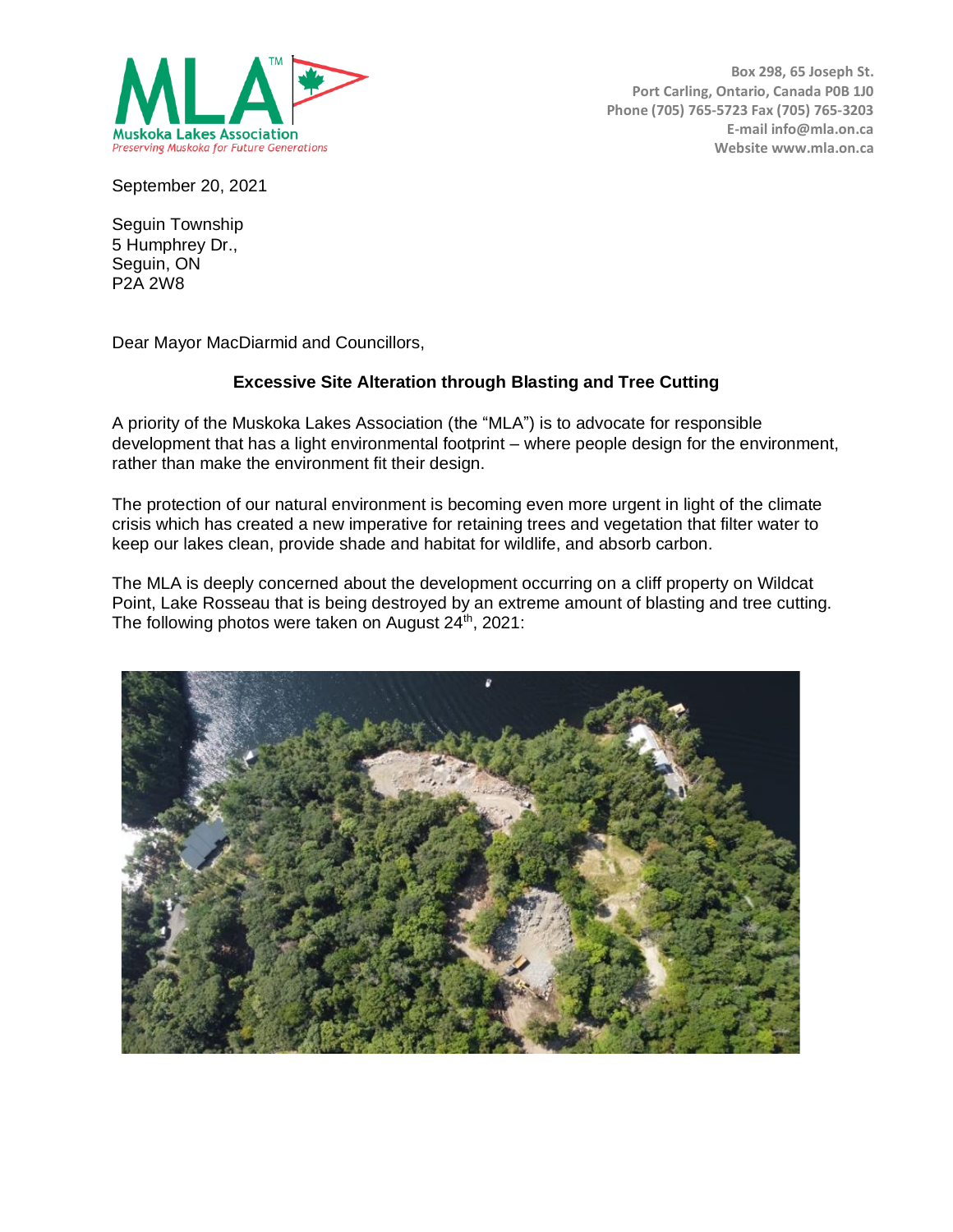Muskoka Lakes Association
*Preserving Muskoka for Future Generations*

Box 298, 65 Joseph St.
Port Carling, Ontario, Canada P0B 1J0
Phone (705) 765-5723 Fax (705) 765-3203
E-mail info@mla.on.ca
Website www.mla.on.ca

September 20, 2021

Seguin Township
5 Humphrey Dr.,
Seguin, ON
P2A 2W8

Dear Mayor MacDiarmid and Councillors,

**Excessive Site Alteration through Blasting and Tree Cutting**

A priority of the Muskoka Lakes Association (the "MLA") is to advocate for responsible development that has a light environmental footprint – where people design for the environment, rather than make the environment fit their design.

The protection of our natural environment is becoming even more urgent in light of the climate crisis which has created a new imperative for retaining trees and vegetation that filter water to keep our lakes clean, provide shade and habitat for wildlife, and absorb carbon.

The MLA is deeply concerned about the development occurring on a cliff property on Wildcat Point, Lake Rosseau that is being destroyed by an extreme amount of blasting and tree cutting. The following photos were taken on August 24th, 2021: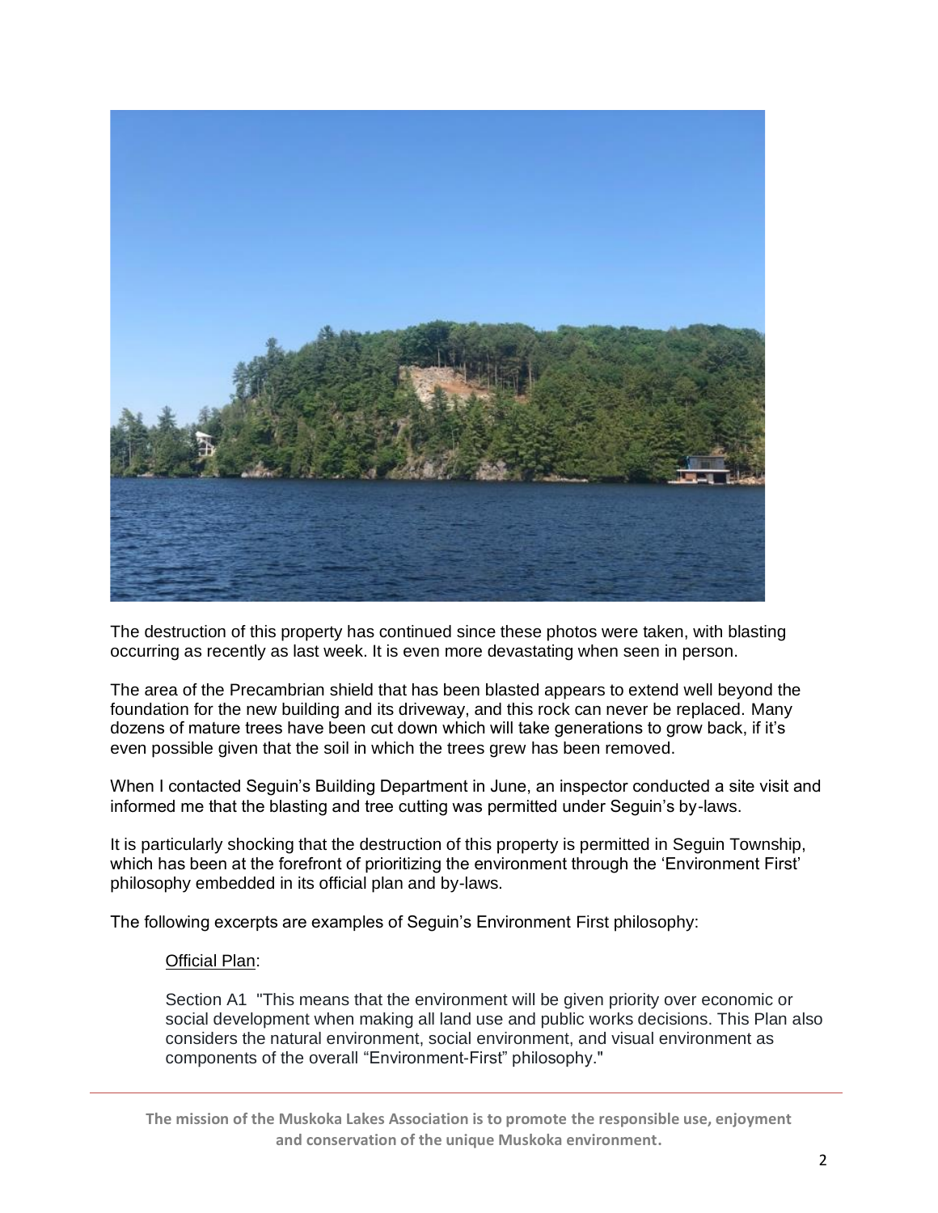The destruction of this property has continued since these photos were taken, with blasting occurring as recently as last week. It is even more devastating when seen in person.

The area of the Precambrian shield that has been blasted appears to extend well beyond the foundation for the new building and its driveway, and this rock can never be replaced. Many dozens of mature trees have been cut down which will take generations to grow back, if it's even possible given that the soil in which the trees grew has been removed.

When I contacted Seguin's Building Department in June, an inspector conducted a site visit and informed me that the blasting and tree cutting was permitted under Seguin's by-laws.

It is particularly shocking that the destruction of this property is permitted in Seguin Township, which has been at the forefront of prioritizing the environment through the 'Environment First' philosophy embedded in its official plan and by-laws.

The following excerpts are examples of Seguin's Environment First philosophy:

> Official Plan:
>
> Section A1 "This means that the environment will be given priority over economic or social development when making all land use and public works decisions. This Plan also considers the natural environment, social environment, and visual environment as components of the overall "Environment-First" philosophy."

**The mission of the Muskoka Lakes Association is to promote the responsible use, enjoyment and conservation of the unique Muskoka environment.**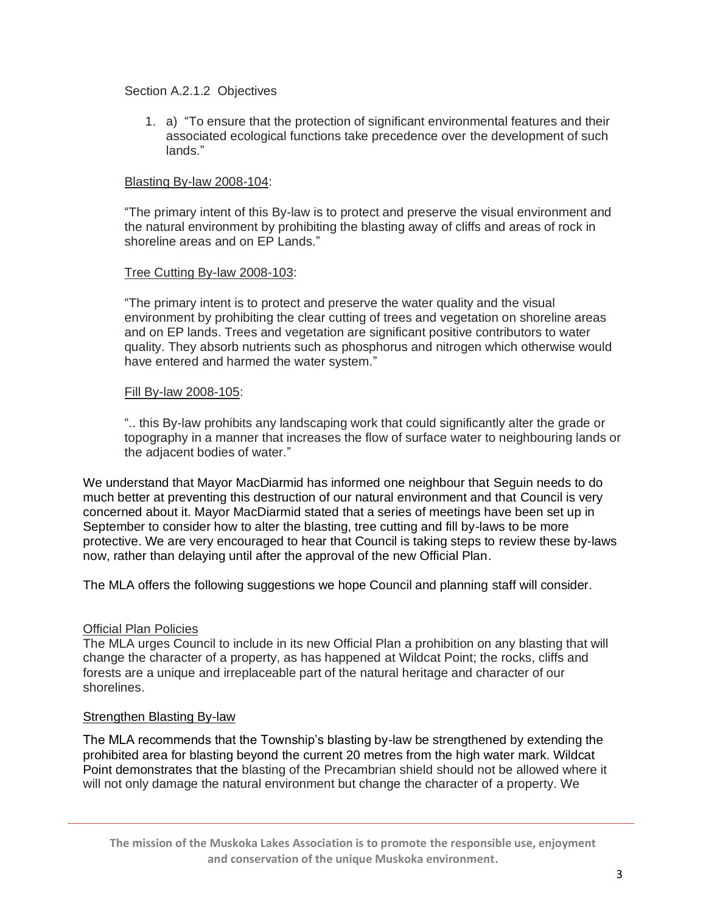Section A.2.1.2 Objectives

1. a) "To ensure that the protection of significant environmental features and their associated ecological functions take precedence over the development of such lands."

Blasting By-law 2008-104:

"The primary intent of this By-law is to protect and preserve the visual environment and the natural environment by prohibiting the blasting away of cliffs and areas of rock in shoreline areas and on EP Lands."

Tree Cutting By-law 2008-103:

"The primary intent is to protect and preserve the water quality and the visual environment by prohibiting the clear cutting of trees and vegetation on shoreline areas and on EP lands. Trees and vegetation are significant positive contributors to water quality. They absorb nutrients such as phosphorus and nitrogen which otherwise would have entered and harmed the water system."

Fill By-law 2008-105:

".. this By-law prohibits any landscaping work that could significantly alter the grade or topography in a manner that increases the flow of surface water to neighbouring lands or the adjacent bodies of water."

We understand that Mayor MacDiarmid has informed one neighbour that Seguin needs to do much better at preventing this destruction of our natural environment and that Council is very concerned about it. Mayor MacDiarmid stated that a series of meetings have been set up in September to consider how to alter the blasting, tree cutting and fill by-laws to be more protective. We are very encouraged to hear that Council is taking steps to review these by-laws now, rather than delaying until after the approval of the new Official Plan.

The MLA offers the following suggestions we hope Council and planning staff will consider.

Official Plan Policies

The MLA urges Council to include in its new Official Plan a prohibition on any blasting that will change the character of a property, as has happened at Wildcat Point; the rocks, cliffs and forests are a unique and irreplaceable part of the natural heritage and character of our shorelines.

Strengthen Blasting By-law

The MLA recommends that the Township's blasting by-law be strengthened by extending the prohibited area for blasting beyond the current 20 metres from the high water mark. Wildcat Point demonstrates that the blasting of the Precambrian shield should not be allowed where it will not only damage the natural environment but change the character of a property. We

**The mission of the Muskoka Lakes Association is to promote the responsible use, enjoyment and conservation of the unique Muskoka environment.**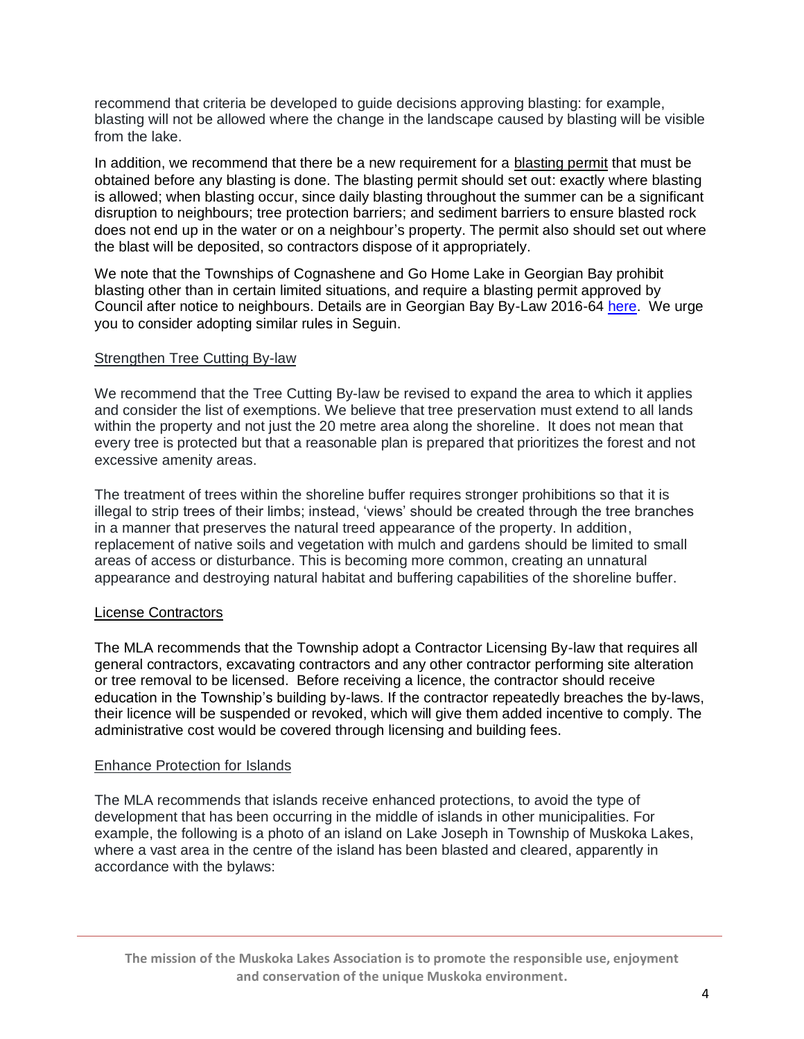recommend that criteria be developed to guide decisions approving blasting: for example, blasting will not be allowed where the change in the landscape caused by blasting will be visible from the lake.

In addition, we recommend that there be a new requirement for a blasting permit that must be obtained before any blasting is done. The blasting permit should set out: exactly where blasting is allowed; when blasting occur, since daily blasting throughout the summer can be a significant disruption to neighbours; tree protection barriers; and sediment barriers to ensure blasted rock does not end up in the water or on a neighbour's property. The permit also should set out where the blast will be deposited, so contractors dispose of it appropriately.

We note that the Townships of Cognashene and Go Home Lake in Georgian Bay prohibit blasting other than in certain limited situations, and require a blasting permit approved by Council after notice to neighbours. Details are in Georgian Bay By-Law 2016-64 here. We urge you to consider adopting similar rules in Seguin.

## Strengthen Tree Cutting By-law

We recommend that the Tree Cutting By-law be revised to expand the area to which it applies and consider the list of exemptions. We believe that tree preservation must extend to all lands within the property and not just the 20 metre area along the shoreline. It does not mean that every tree is protected but that a reasonable plan is prepared that prioritizes the forest and not excessive amenity areas.

The treatment of trees within the shoreline buffer requires stronger prohibitions so that it is illegal to strip trees of their limbs; instead, 'views' should be created through the tree branches in a manner that preserves the natural treed appearance of the property. In addition, replacement of native soils and vegetation with mulch and gardens should be limited to small areas of access or disturbance. This is becoming more common, creating an unnatural appearance and destroying natural habitat and buffering capabilities of the shoreline buffer.

## License Contractors

The MLA recommends that the Township adopt a Contractor Licensing By-law that requires all general contractors, excavating contractors and any other contractor performing site alteration or tree removal to be licensed. Before receiving a licence, the contractor should receive education in the Township's building by-laws. If the contractor repeatedly breaches the by-laws, their licence will be suspended or revoked, which will give them added incentive to comply. The administrative cost would be covered through licensing and building fees.

## Enhance Protection for Islands

The MLA recommends that islands receive enhanced protections, to avoid the type of development that has been occurring in the middle of islands in other municipalities. For example, the following is a photo of an island on Lake Joseph in Township of Muskoka Lakes, where a vast area in the centre of the island has been blasted and cleared, apparently in accordance with the bylaws: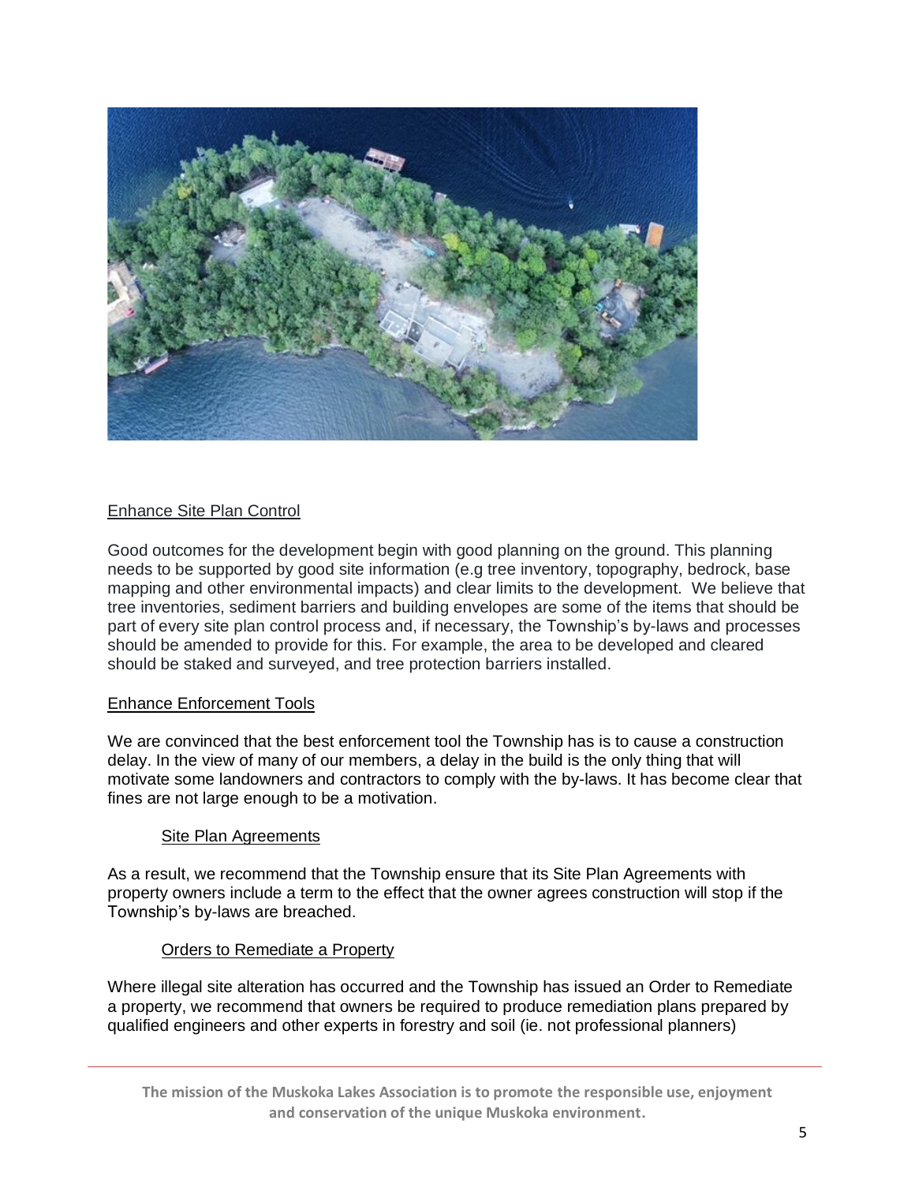## Enhance Site Plan Control

Good outcomes for the development begin with good planning on the ground. This planning needs to be supported by good site information (e.g tree inventory, topography, bedrock, base mapping and other environmental impacts) and clear limits to the development. We believe that tree inventories, sediment barriers and building envelopes are some of the items that should be part of every site plan control process and, if necessary, the Township's by-laws and processes should be amended to provide for this. For example, the area to be developed and cleared should be staked and surveyed, and tree protection barriers installed.

## Enhance Enforcement Tools

We are convinced that the best enforcement tool the Township has is to cause a construction delay. In the view of many of our members, a delay in the build is the only thing that will motivate some landowners and contractors to comply with the by-laws. It has become clear that fines are not large enough to be a motivation.

### Site Plan Agreements

As a result, we recommend that the Township ensure that its Site Plan Agreements with property owners include a term to the effect that the owner agrees construction will stop if the Township's by-laws are breached.

### Orders to Remediate a Property

Where illegal site alteration has occurred and the Township has issued an Order to Remediate a property, we recommend that owners be required to produce remediation plans prepared by qualified engineers and other experts in forestry and soil (ie. not professional planners)

**The mission of the Muskoka Lakes Association is to promote the responsible use, enjoyment and conservation of the unique Muskoka environment.**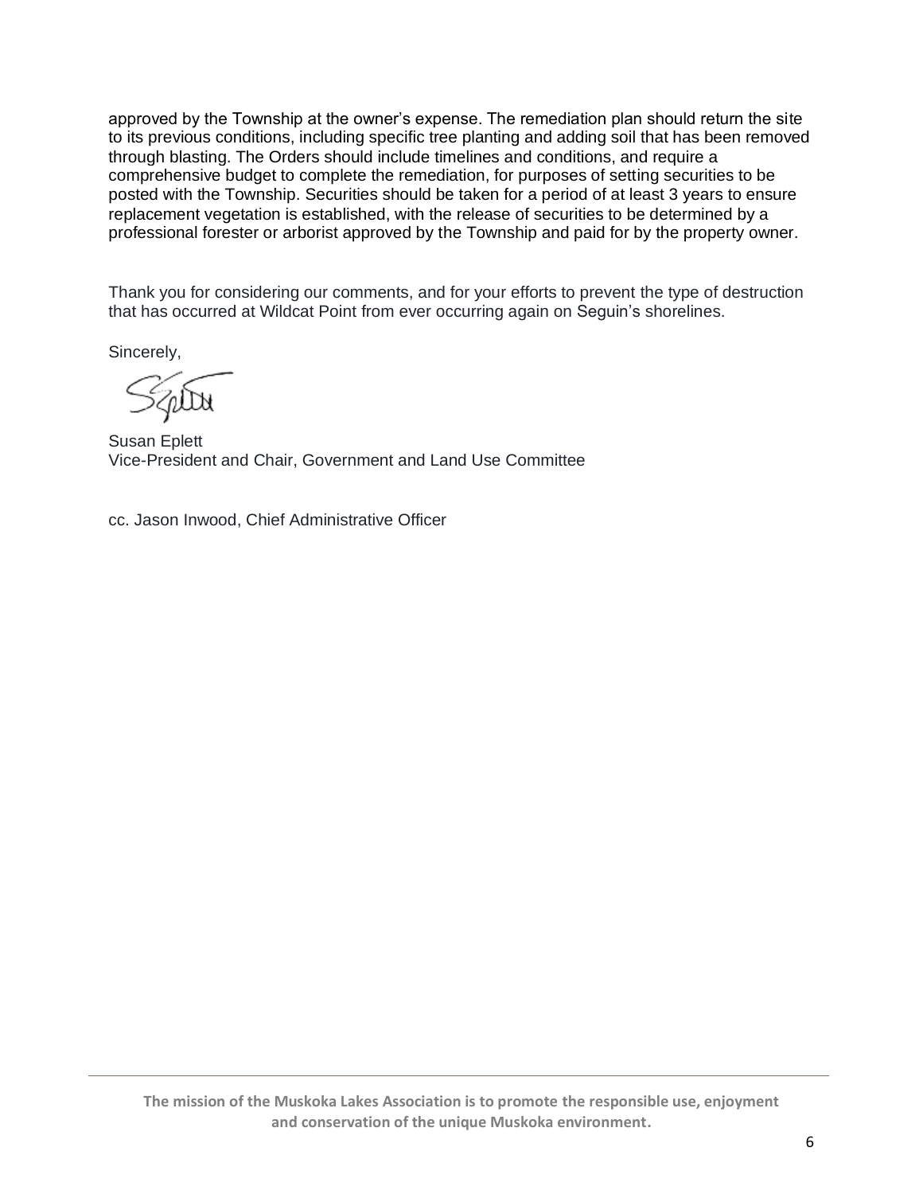approved by the Township at the owner's expense. The remediation plan should return the site to its previous conditions, including specific tree planting and adding soil that has been removed through blasting. The Orders should include timelines and conditions, and require a comprehensive budget to complete the remediation, for purposes of setting securities to be posted with the Township. Securities should be taken for a period of at least 3 years to ensure replacement vegetation is established, with the release of securities to be determined by a professional forester or arborist approved by the Township and paid for by the property owner.

Thank you for considering our comments, and for your efforts to prevent the type of destruction that has occurred at Wildcat Point from ever occurring again on Seguin's shorelines.

Sincerely,

Susan Eplett
Vice-President and Chair, Government and Land Use Committee

cc. Jason Inwood, Chief Administrative Officer

**The mission of the Muskoka Lakes Association is to promote the responsible use, enjoyment and conservation of the unique Muskoka environment.**